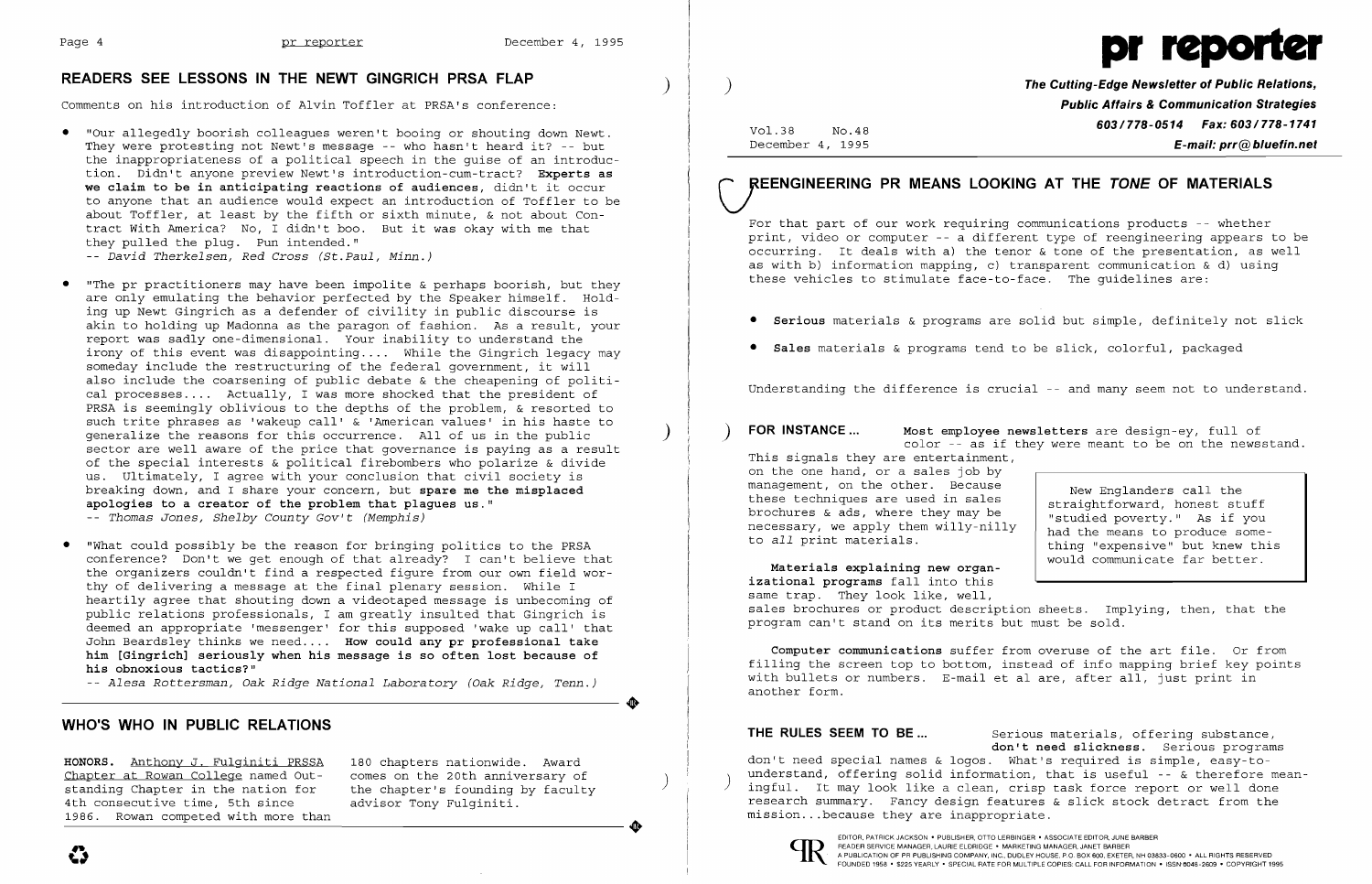## READERS SEE LESSONS IN THE NEWT GINGRICH PRSA FLAP

Comments on his introduction of Alvin Toffler at PRSA's conference:

- "Our allegedly boorish colleagues weren't booing or shouting down Newt. They were protesting not Newt's message -- who hasn't heard it? -- but the inappropriateness of a political speech in the guise of an introduction. Didn't anyone preview Newt's introduction-cum-tract? **Experts as we claim to be in anticipating reactions of audiences**, didn't it occur to anyone that an audience would expect an introduction of Toffler to be about Toffler, at least by the fifth or sixth minute, & not about Contract With America? No, I didn't boo. But it was okay with me that they pulled the plug. Pun intended."
  -- *David Therkelsen, Red Cross (St.Paul, Minn.)*

- "The pr practitioners may have been impolite & perhaps boorish, but they are only emulating the behavior perfected by the Speaker himself. Holding up Newt Gingrich as a defender of civility in public discourse is akin to holding up Madonna as the paragon of fashion. As a result, your report was sadly one-dimensional. Your inability to understand the irony of this event was disappointing.... While the Gingrich legacy may someday include the restructuring of the federal government, it will also include the coarsening of public debate & the cheapening of political processes.... Actually, I was more shocked that the president of PRSA is seemingly oblivious to the depths of the problem, & resorted to such trite phrases as 'wakeup call' & 'American values' in his haste to generalize the reasons for this occurrence. All of us in the public sector are well aware of the price that governance is paying as a result of the special interests & political firebombers who polarize & divide us. Ultimately, I agree with your conclusion that civil society is breaking down, and I share your concern, but **spare me the misplaced apologies to a creator of the problem that plagues us.**"
  -- *Thomas Jones, Shelby County Gov't (Memphis)*

- "What could possibly be the reason for bringing politics to the PRSA conference? Don't we get enough of that already? I can't believe that the organizers couldn't find a respected figure from our own field worthy of delivering a message at the final plenary session. While I heartily agree that shouting down a videotaped message is unbecoming of public relations professionals, I am greatly insulted that Gingrich is deemed an appropriate 'messenger' for this supposed 'wake up call' that John Beardsley thinks we need.... **How could any pr professional take him [Gingrich] seriously when his message is so often lost because of his obnoxious tactics?**"
  -- *Alesa Rottersman, Oak Ridge National Laboratory (Oak Ridge, Tenn.)*

## WHO'S WHO IN PUBLIC RELATIONS

**HONORS.** Anthony J. Fulginiti PRSSA Chapter at Rowan College named Outstanding Chapter in the nation for 4th consecutive time, 5th since 1986. Rowan competed with more than 180 chapters nationwide. Award comes on the 20th anniversary of the chapter's founding by faculty advisor Tony Fulginiti.

# pr reporter

**The Cutting-Edge Newsletter of Public Relations, Public Affairs & Communication Strategies**
**603/778-0514 Fax: 603/778-1741**
**E-mail: prr@bluefin.net**

Vol.38 No.48
December 4, 1995

## REENGINEERING PR MEANS LOOKING AT THE *TONE* OF MATERIALS

For that part of our work requiring communications products -- whether print, video or computer -- a different type of reengineering appears to be occurring. It deals with a) the tenor & tone of the presentation, as well as with b) information mapping, c) transparent communication & d) using these vehicles to stimulate face-to-face. The guidelines are:

- **Serious** materials & programs are solid but simple, definitely not slick
- **Sales** materials & programs tend to be slick, colorful, packaged

Understanding the difference is crucial -- and many seem not to understand.

**FOR INSTANCE ...** **Most employee newsletters** are design-ey, full of color -- as if they were meant to be on the newsstand. This signals they are entertainment, on the one hand, or a sales job by management, on the other. Because these techniques are used in sales brochures & ads, where they may be necessary, we apply them willy-nilly to *all* print materials.

> New Englanders call the straightforward, honest stuff "studied poverty." As if you had the means to produce something "expensive" but knew this would communicate far better.

**Materials explaining new organizational programs** fall into this same trap. They look like, well, sales brochures or product description sheets. Implying, then, that the program can't stand on its merits but must be sold.

**Computer communications** suffer from overuse of the art file. Or from filling the screen top to bottom, instead of info mapping brief key points with bullets or numbers. E-mail et al are, after all, just print in another form.

**THE RULES SEEM TO BE ...** Serious materials, offering substance, **don't need slickness.** Serious programs don't need special names & logos. What's required is simple, easy-to-understand, offering solid information, that is useful -- & therefore meaningful. It may look like a clean, crisp task force report or well done research summary. Fancy design features & slick stock detract from the mission...because they are inappropriate.

EDITOR, PATRICK JACKSON • PUBLISHER, OTTO LERBINGER • ASSOCIATE EDITOR, JUNE BARBER
READER SERVICE MANAGER, LAURIE ELDRIDGE • MARKETING MANAGER, JANET BARBER
A PUBLICATION OF PR PUBLISHING COMPANY, INC., DUDLEY HOUSE, P.O. BOX 600, EXETER, NH 03833-0600 • ALL RIGHTS RESERVED
FOUNDED 1958 • $225 YEARLY • SPECIAL RATE FOR MULTIPLE COPIES: CALL FOR INFORMATION • ISSN 0048-2609 • COPYRIGHT 1995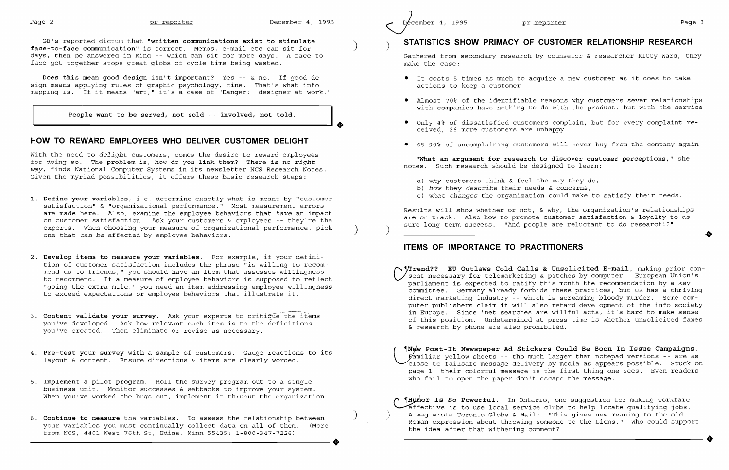GE's reported dictum that **"written communications exist to stimulate face-to-face communication"** is correct. Memos, e-mail etc can sit for days, then be answered in kind -- which can sit for more days. A face-to-face get together stops great globs of cycle time being wasted.

**Does this mean good design isn't important?** Yes -- & no. If good design means applying rules of graphic psychology, fine. That's what info mapping is. If it means "art," it's a case of "Danger: designer at work."

**People want to be served, not sold -- involved, not told.**

## HOW TO REWARD EMPLOYEES WHO DELIVER CUSTOMER DELIGHT

With the need to *delight* customers, comes the desire to reward employees for doing so. The problem is, how do you link them? There is no *right way*, finds National Computer Systems in its newsletter NCS Research Notes. Given the myriad possibilities, it offers these basic research steps:

1. **Define your variables**, i.e. determine exactly what is meant by "customer satisfaction" & "organizational performance." Most measurement errors are made here. Also, examine the employee behaviors that *have* an impact on customer satisfaction. Ask your customers & employees -- they're the experts. When choosing your measure of organizational performance, pick one that *can be* affected by employee behaviors.

2. **Develop items to measure your variables**. For example, if your definition of customer satisfaction includes the phrase "is willing to recommend us to friends," you should have an item that assesses willingness to recommend. If a measure of employee behaviors is supposed to reflect "going the extra mile," you need an item addressing employee willingness to exceed expectations or employee behaviors that illustrate it.

3. **Content validate your survey**. Ask your experts to critique the items you've developed. Ask how relevant each item is to the definitions you've created. Then eliminate or revise as necessary.

4. **Pre-test your survey** with a sample of customers. Gauge reactions to its layout & content. Ensure directions & items are clearly worded.

5. **Implement a pilot program**. Roll the survey program out to a single business unit. Monitor successes & setbacks to improve your system. When you've worked the bugs out, implement it thruout the organization.

6. **Continue to measure** the variables. To assess the relationship between your variables you must continually collect data on all of them. (More from NCS, 4401 West 76th St, Edina, Minn 55435; 1-800-347-7226)

## STATISTICS SHOW PRIMACY OF CUSTOMER RELATIONSHIP RESEARCH

Gathered from secondary research by counselor & researcher Kitty Ward, they make the case:

- It costs 5 times as much to acquire a new customer as it does to take actions to keep a customer
- Almost 70% of the identifiable reasons why customers sever relationships with companies have nothing to do with the product, but with the service
- Only 4% of dissatisfied customers complain, but for every complaint received, 26 more customers are unhappy
- 65-90% of uncomplaining customers will never buy from the company again

**"What an argument for research to discover customer perceptions,"** she notes. Such research should be designed to learn:

a) *why* customers think & feel the way they do,
b) *how* they *describe* their needs & concerns,
c) *what changes* the organization could make to satisfy their needs.

Results will show whether or not, & why, the organization's relationships are on track. Also how to promote customer satisfaction & loyalty to assure long-term success. "And people are reluctant to do research!?"

## ITEMS OF IMPORTANCE TO PRACTITIONERS

¶**Trend?? EU Outlaws Cold Calls & Unsolicited E-mail,** making prior consent necessary for telemarketing & pitches by computer. European Union's parliament is expected to ratify this month the recommendation by a key committee. Germany already forbids these practices, but UK has a thriving direct marketing industry -- which is screaming bloody murder. Some computer publishers claim it will also retard development of the info society in Europe. Since 'net searches are willful acts, it's hard to make sense of this position. Undetermined at press time is whether unsolicited faxes & research by phone are also prohibited.

¶**New Post-It Newspaper Ad Stickers Could Be Boon In Issue Campaigns.** Familiar yellow sheets -- tho much larger than notepad versions -- are as close to failsafe message delivery by media as appears possible. Stuck on page 1, their colorful message is the first thing one sees. Even readers who fail to open the paper don't escape the message.

¶**Humor Is So Powerful.** In Ontario, one suggestion for making workfare effective is to use local service clubs to help locate qualifying jobs. A wag wrote Toronto Globe & Mail: "This gives new meaning to the old Roman expression about throwing someone to the Lions." Who could support the idea after that withering comment?